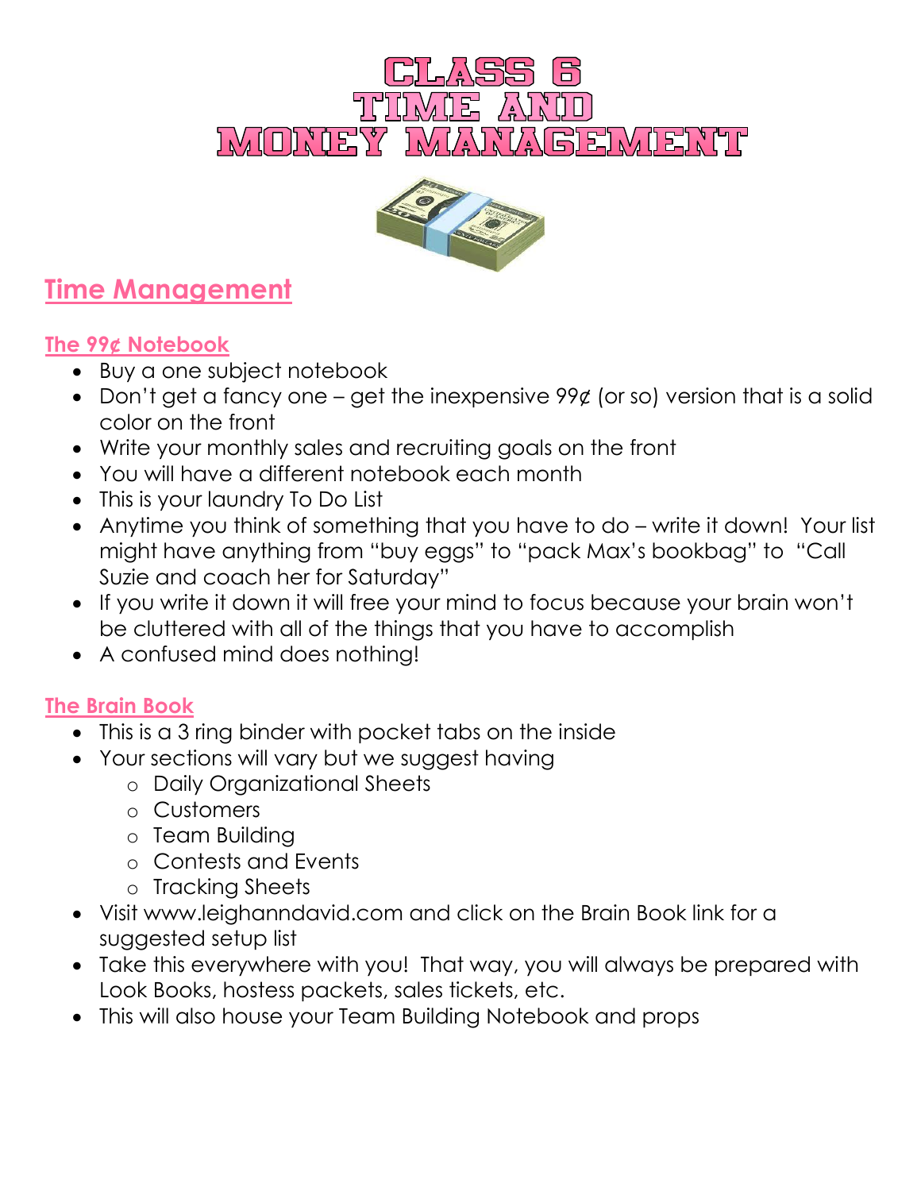# CLASS 6
# TIME AND
# MONEY MANAGEMENT

## Time Management

### The 99¢ Notebook

- Buy a one subject notebook
- Don't get a fancy one – get the inexpensive 99¢ (or so) version that is a solid color on the front
- Write your monthly sales and recruiting goals on the front
- You will have a different notebook each month
- This is your laundry To Do List
- Anytime you think of something that you have to do – write it down! Your list might have anything from "buy eggs" to "pack Max's bookbag" to "Call Suzie and coach her for Saturday"
- If you write it down it will free your mind to focus because your brain won't be cluttered with all of the things that you have to accomplish
- A confused mind does nothing!

### The Brain Book

- This is a 3 ring binder with pocket tabs on the inside
- Your sections will vary but we suggest having
  - Daily Organizational Sheets
  - Customers
  - Team Building
  - Contests and Events
  - Tracking Sheets
- Visit www.leighanndavid.com and click on the Brain Book link for a suggested setup list
- Take this everywhere with you! That way, you will always be prepared with Look Books, hostess packets, sales tickets, etc.
- This will also house your Team Building Notebook and props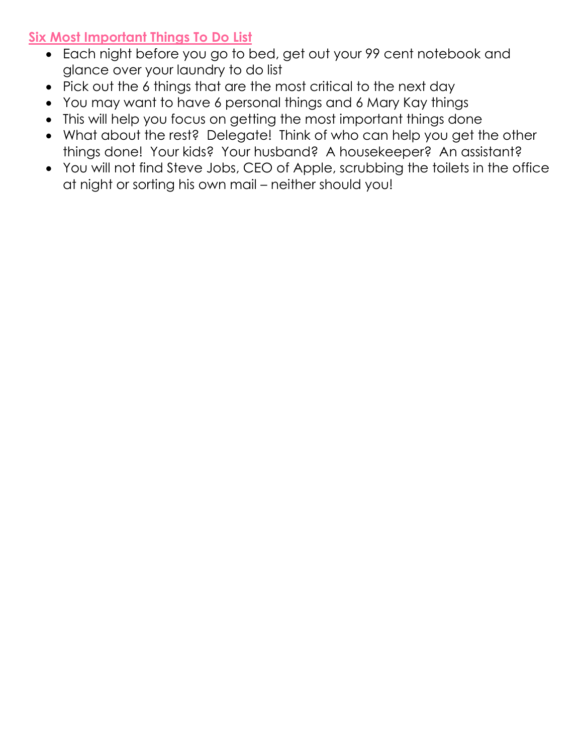**Six Most Important Things To Do List**

- Each night before you go to bed, get out your 99 cent notebook and glance over your laundry to do list
- Pick out the 6 things that are the most critical to the next day
- You may want to have 6 personal things and 6 Mary Kay things
- This will help you focus on getting the most important things done
- What about the rest? Delegate! Think of who can help you get the other things done! Your kids? Your husband? A housekeeper? An assistant?
- You will not find Steve Jobs, CEO of Apple, scrubbing the toilets in the office at night or sorting his own mail – neither should you!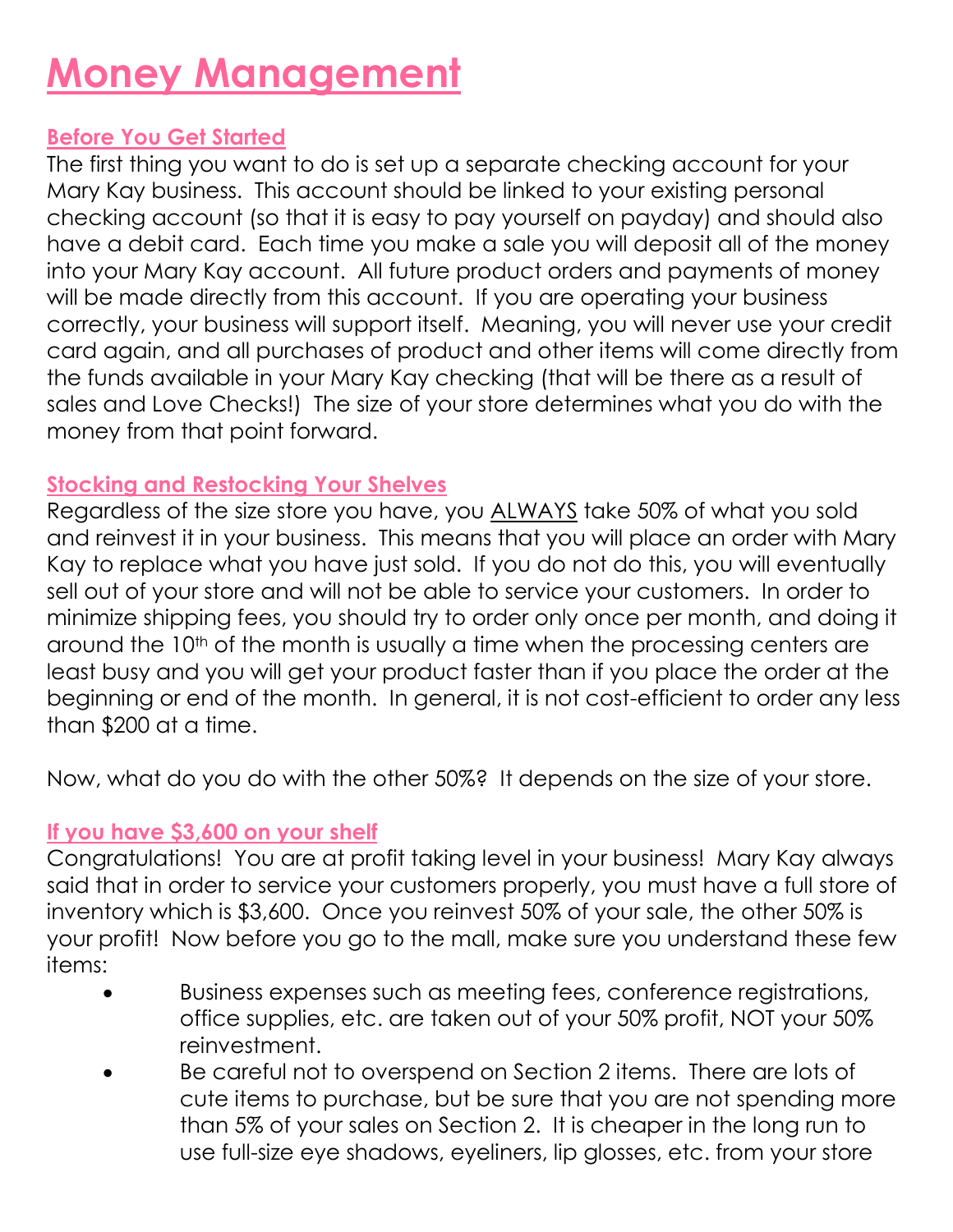# Money Management

## Before You Get Started

The first thing you want to do is set up a separate checking account for your Mary Kay business. This account should be linked to your existing personal checking account (so that it is easy to pay yourself on payday) and should also have a debit card. Each time you make a sale you will deposit all of the money into your Mary Kay account. All future product orders and payments of money will be made directly from this account. If you are operating your business correctly, your business will support itself. Meaning, you will never use your credit card again, and all purchases of product and other items will come directly from the funds available in your Mary Kay checking (that will be there as a result of sales and Love Checks!) The size of your store determines what you do with the money from that point forward.

## Stocking and Restocking Your Shelves

Regardless of the size store you have, you ALWAYS take 50% of what you sold and reinvest it in your business. This means that you will place an order with Mary Kay to replace what you have just sold. If you do not do this, you will eventually sell out of your store and will not be able to service your customers. In order to minimize shipping fees, you should try to order only once per month, and doing it around the 10th of the month is usually a time when the processing centers are least busy and you will get your product faster than if you place the order at the beginning or end of the month. In general, it is not cost-efficient to order any less than $200 at a time.

Now, what do you do with the other 50%? It depends on the size of your store.

## If you have $3,600 on your shelf

Congratulations! You are at profit taking level in your business! Mary Kay always said that in order to service your customers properly, you must have a full store of inventory which is $3,600. Once you reinvest 50% of your sale, the other 50% is your profit! Now before you go to the mall, make sure you understand these few items:

- Business expenses such as meeting fees, conference registrations, office supplies, etc. are taken out of your 50% profit, NOT your 50% reinvestment.
- Be careful not to overspend on Section 2 items. There are lots of cute items to purchase, but be sure that you are not spending more than 5% of your sales on Section 2. It is cheaper in the long run to use full-size eye shadows, eyeliners, lip glosses, etc. from your store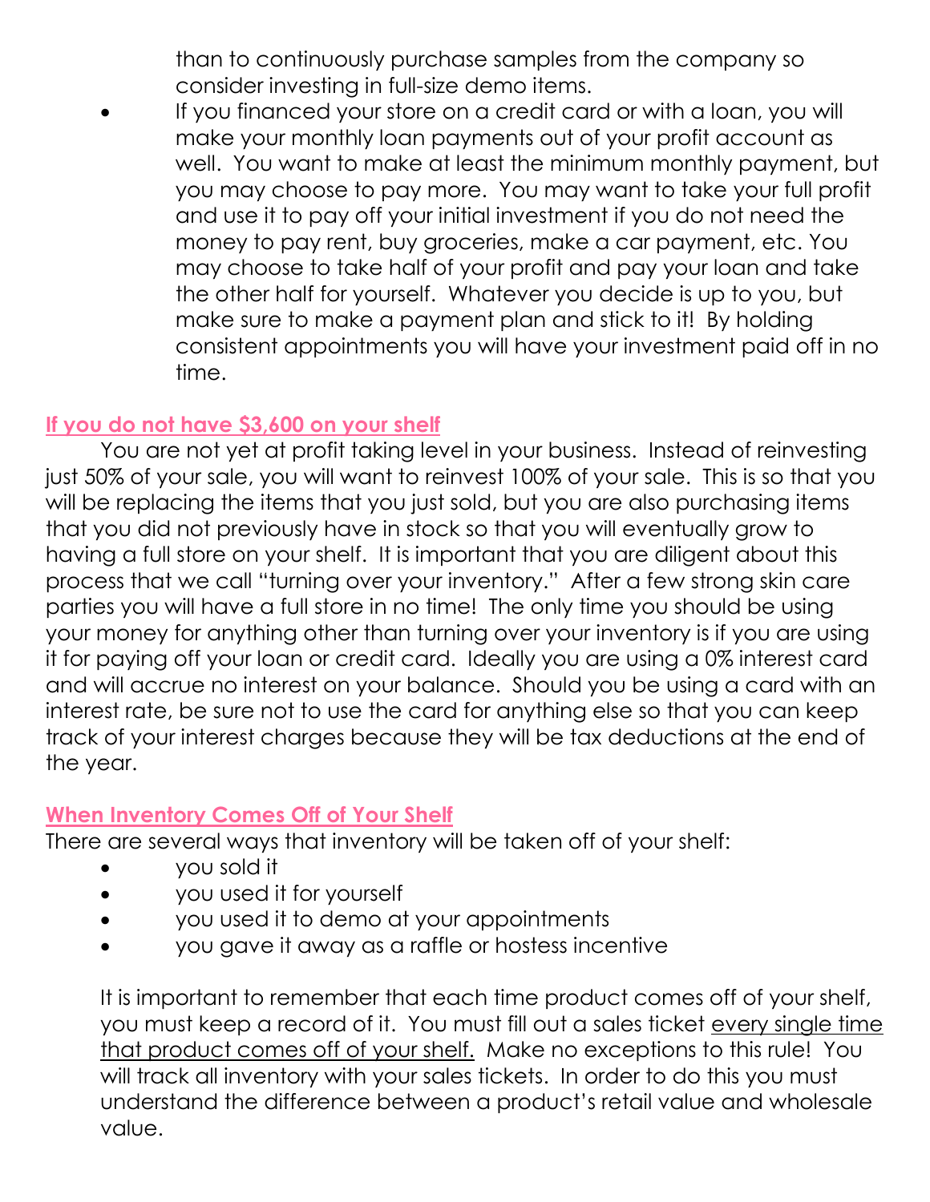than to continuously purchase samples from the company so consider investing in full-size demo items.

- If you financed your store on a credit card or with a loan, you will make your monthly loan payments out of your profit account as well. You want to make at least the minimum monthly payment, but you may choose to pay more. You may want to take your full profit and use it to pay off your initial investment if you do not need the money to pay rent, buy groceries, make a car payment, etc. You may choose to take half of your profit and pay your loan and take the other half for yourself. Whatever you decide is up to you, but make sure to make a payment plan and stick to it! By holding consistent appointments you will have your investment paid off in no time.

## If you do not have $3,600 on your shelf

You are not yet at profit taking level in your business. Instead of reinvesting just 50% of your sale, you will want to reinvest 100% of your sale. This is so that you will be replacing the items that you just sold, but you are also purchasing items that you did not previously have in stock so that you will eventually grow to having a full store on your shelf. It is important that you are diligent about this process that we call "turning over your inventory." After a few strong skin care parties you will have a full store in no time! The only time you should be using your money for anything other than turning over your inventory is if you are using it for paying off your loan or credit card. Ideally you are using a 0% interest card and will accrue no interest on your balance. Should you be using a card with an interest rate, be sure not to use the card for anything else so that you can keep track of your interest charges because they will be tax deductions at the end of the year.

## When Inventory Comes Off of Your Shelf

There are several ways that inventory will be taken off of your shelf:

- you sold it
- you used it for yourself
- you used it to demo at your appointments
- you gave it away as a raffle or hostess incentive

It is important to remember that each time product comes off of your shelf, you must keep a record of it. You must fill out a sales ticket <u>every single time that product comes off of your shelf.</u> Make no exceptions to this rule! You will track all inventory with your sales tickets. In order to do this you must understand the difference between a product's retail value and wholesale value.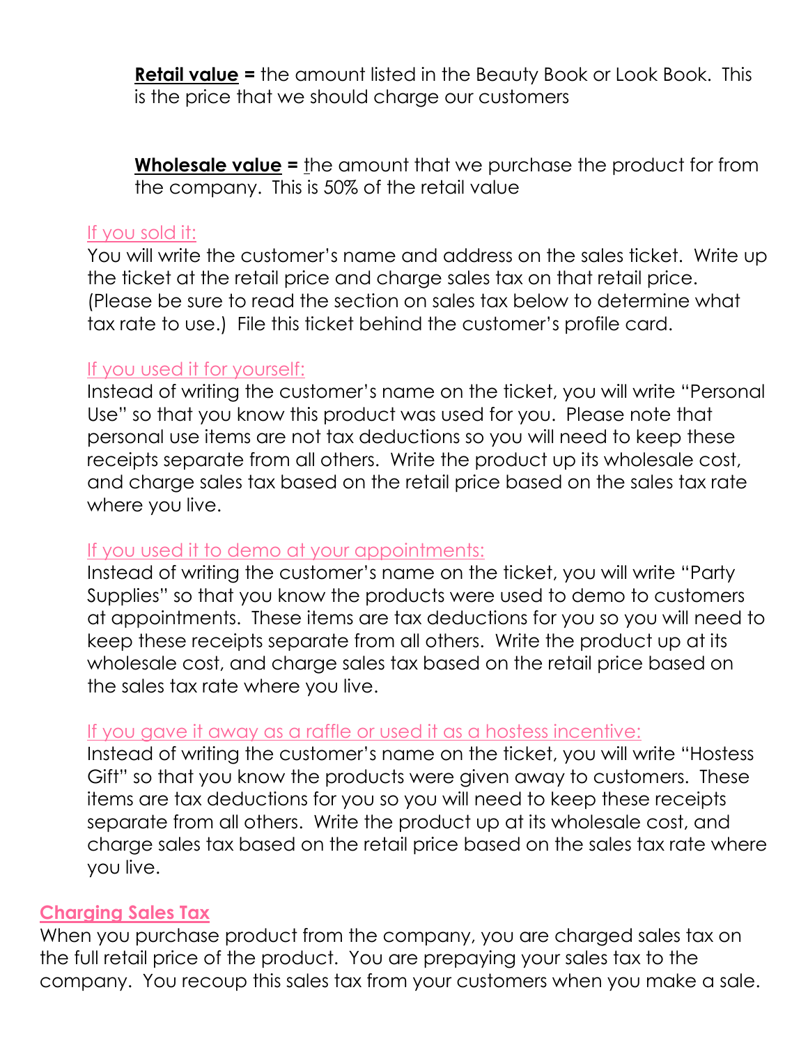**Retail value =** the amount listed in the Beauty Book or Look Book. This is the price that we should charge our customers

**Wholesale value =** the amount that we purchase the product for from the company. This is 50% of the retail value

If you sold it:

You will write the customer's name and address on the sales ticket. Write up the ticket at the retail price and charge sales tax on that retail price. (Please be sure to read the section on sales tax below to determine what tax rate to use.) File this ticket behind the customer's profile card.

If you used it for yourself:

Instead of writing the customer's name on the ticket, you will write "Personal Use" so that you know this product was used for you. Please note that personal use items are not tax deductions so you will need to keep these receipts separate from all others. Write the product up its wholesale cost, and charge sales tax based on the retail price based on the sales tax rate where you live.

If you used it to demo at your appointments:

Instead of writing the customer's name on the ticket, you will write "Party Supplies" so that you know the products were used to demo to customers at appointments. These items are tax deductions for you so you will need to keep these receipts separate from all others. Write the product up at its wholesale cost, and charge sales tax based on the retail price based on the sales tax rate where you live.

If you gave it away as a raffle or used it as a hostess incentive:

Instead of writing the customer's name on the ticket, you will write "Hostess Gift" so that you know the products were given away to customers. These items are tax deductions for you so you will need to keep these receipts separate from all others. Write the product up at its wholesale cost, and charge sales tax based on the retail price based on the sales tax rate where you live.

## Charging Sales Tax

When you purchase product from the company, you are charged sales tax on the full retail price of the product. You are prepaying your sales tax to the company. You recoup this sales tax from your customers when you make a sale.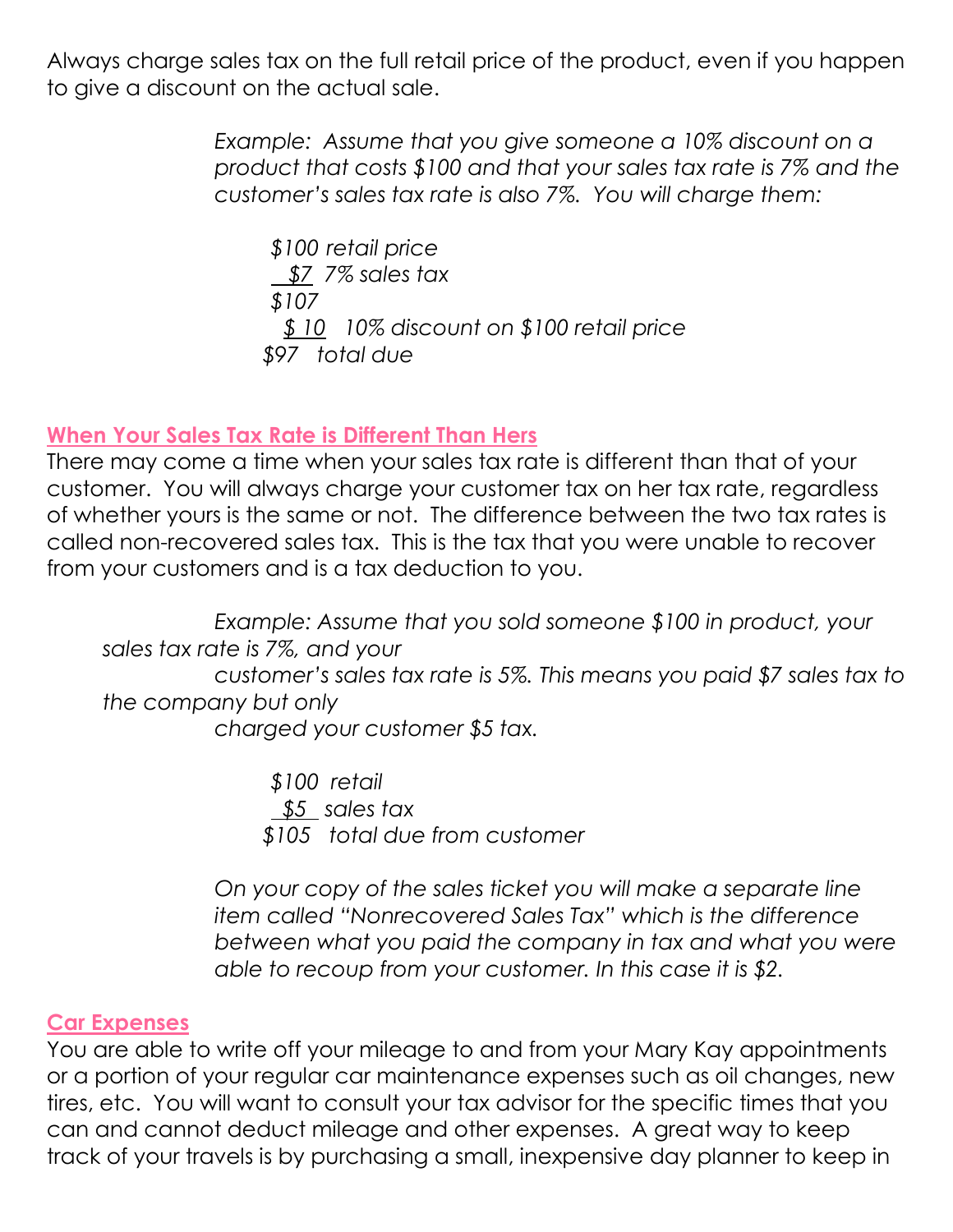Always charge sales tax on the full retail price of the product, even if you happen to give a discount on the actual sale.

> *Example: Assume that you give someone a 10% discount on a product that costs $100 and that your sales tax rate is 7% and the customer's sales tax rate is also 7%. You will charge them:*
>
> *$100 retail price*
> *$7 7% sales tax*
> *$107*
> *$ 10 10% discount on $100 retail price*
> *$97 total due*

## When Your Sales Tax Rate is Different Than Hers

There may come a time when your sales tax rate is different than that of your customer. You will always charge your customer tax on her tax rate, regardless of whether yours is the same or not. The difference between the two tax rates is called non-recovered sales tax. This is the tax that you were unable to recover from your customers and is a tax deduction to you.

> *Example: Assume that you sold someone $100 in product, your sales tax rate is 7%, and your customer's sales tax rate is 5%. This means you paid $7 sales tax to the company but only charged your customer $5 tax.*
>
> *$100 retail*
> *$5 sales tax*
> *$105 total due from customer*
>
> *On your copy of the sales ticket you will make a separate line item called "Nonrecovered Sales Tax" which is the difference between what you paid the company in tax and what you were able to recoup from your customer. In this case it is $2.*

## Car Expenses

You are able to write off your mileage to and from your Mary Kay appointments or a portion of your regular car maintenance expenses such as oil changes, new tires, etc. You will want to consult your tax advisor for the specific times that you can and cannot deduct mileage and other expenses. A great way to keep track of your travels is by purchasing a small, inexpensive day planner to keep in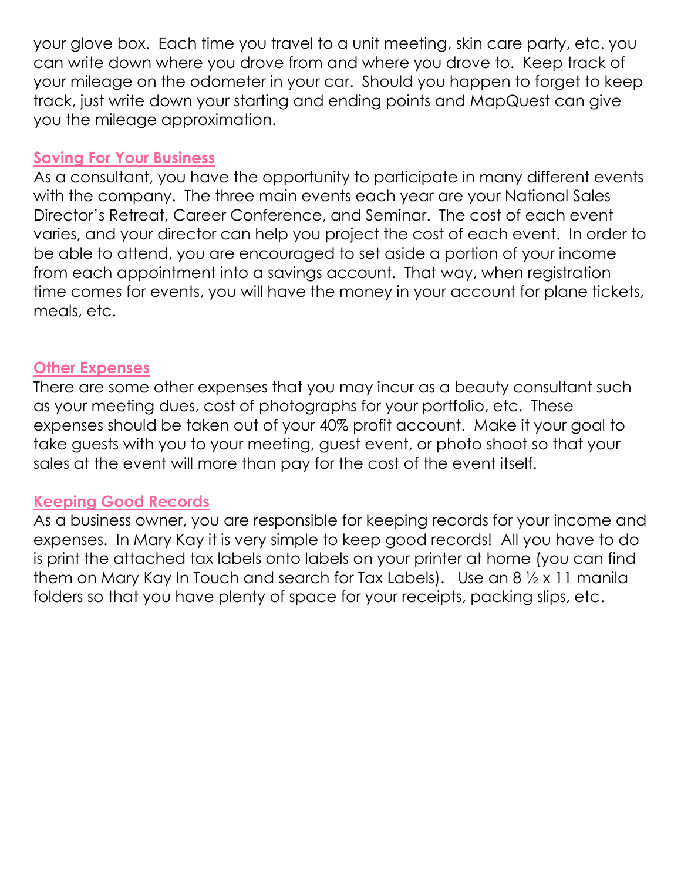your glove box. Each time you travel to a unit meeting, skin care party, etc. you can write down where you drove from and where you drove to. Keep track of your mileage on the odometer in your car. Should you happen to forget to keep track, just write down your starting and ending points and MapQuest can give you the mileage approximation.

**Saving For Your Business**

As a consultant, you have the opportunity to participate in many different events with the company. The three main events each year are your National Sales Director's Retreat, Career Conference, and Seminar. The cost of each event varies, and your director can help you project the cost of each event. In order to be able to attend, you are encouraged to set aside a portion of your income from each appointment into a savings account. That way, when registration time comes for events, you will have the money in your account for plane tickets, meals, etc.

**Other Expenses**

There are some other expenses that you may incur as a beauty consultant such as your meeting dues, cost of photographs for your portfolio, etc. These expenses should be taken out of your 40% profit account. Make it your goal to take guests with you to your meeting, guest event, or photo shoot so that your sales at the event will more than pay for the cost of the event itself.

**Keeping Good Records**

As a business owner, you are responsible for keeping records for your income and expenses. In Mary Kay it is very simple to keep good records! All you have to do is print the attached tax labels onto labels on your printer at home (you can find them on Mary Kay In Touch and search for Tax Labels). Use an 8 ½ x 11 manila folders so that you have plenty of space for your receipts, packing slips, etc.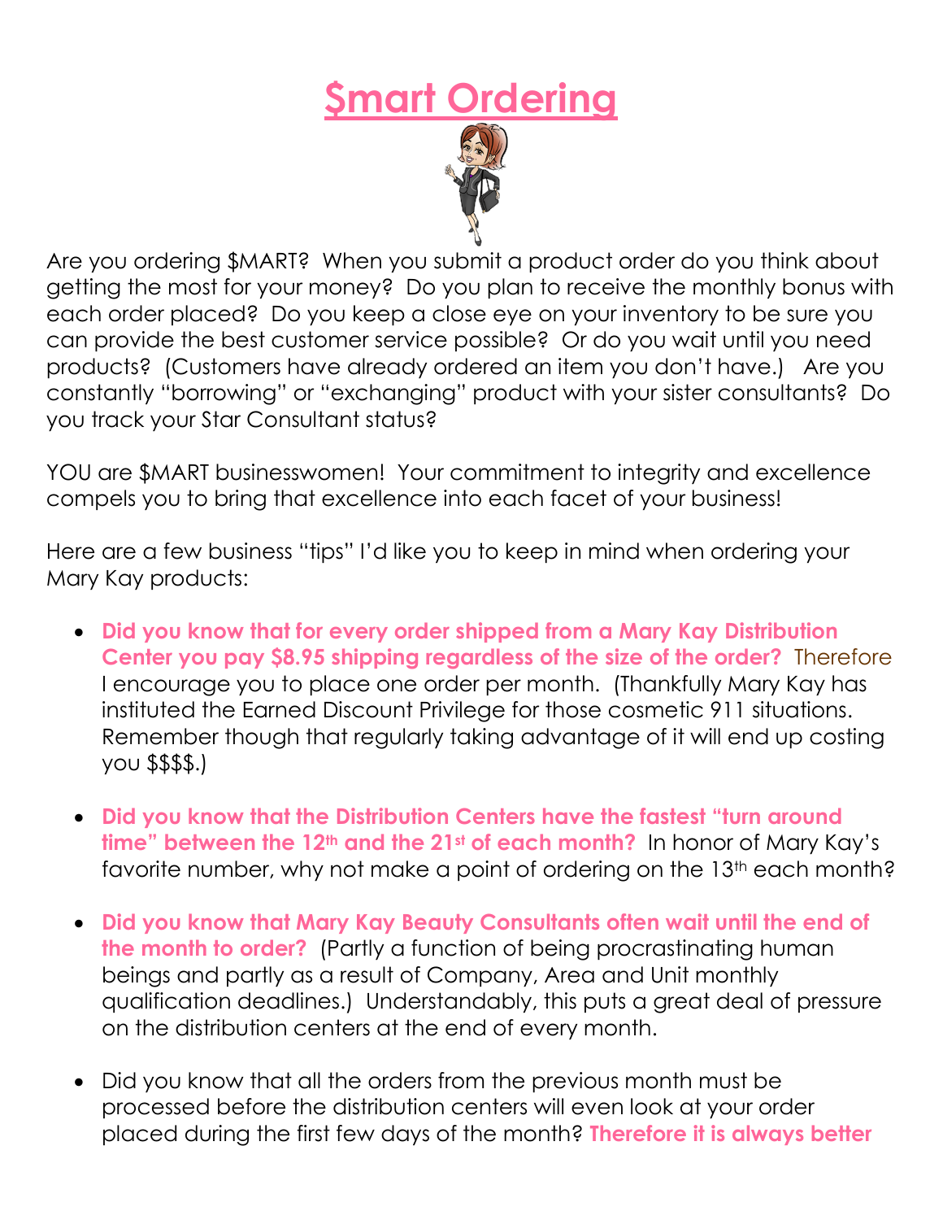# $mart Ordering

Are you ordering $MART? When you submit a product order do you think about getting the most for your money? Do you plan to receive the monthly bonus with each order placed? Do you keep a close eye on your inventory to be sure you can provide the best customer service possible? Or do you wait until you need products? (Customers have already ordered an item you don't have.) Are you constantly "borrowing" or "exchanging" product with your sister consultants? Do you track your Star Consultant status?

YOU are $MART businesswomen! Your commitment to integrity and excellence compels you to bring that excellence into each facet of your business!

Here are a few business "tips" I'd like you to keep in mind when ordering your Mary Kay products:

- **Did you know that for every order shipped from a Mary Kay Distribution Center you pay $8.95 shipping regardless of the size of the order?** Therefore I encourage you to place one order per month. (Thankfully Mary Kay has instituted the Earned Discount Privilege for those cosmetic 911 situations. Remember though that regularly taking advantage of it will end up costing you $$$$.)

- **Did you know that the Distribution Centers have the fastest "turn around time" between the 12th and the 21st of each month?** In honor of Mary Kay's favorite number, why not make a point of ordering on the 13th each month?

- **Did you know that Mary Kay Beauty Consultants often wait until the end of the month to order?** (Partly a function of being procrastinating human beings and partly as a result of Company, Area and Unit monthly qualification deadlines.) Understandably, this puts a great deal of pressure on the distribution centers at the end of every month.

- Did you know that all the orders from the previous month must be processed before the distribution centers will even look at your order placed during the first few days of the month? **Therefore it is always better**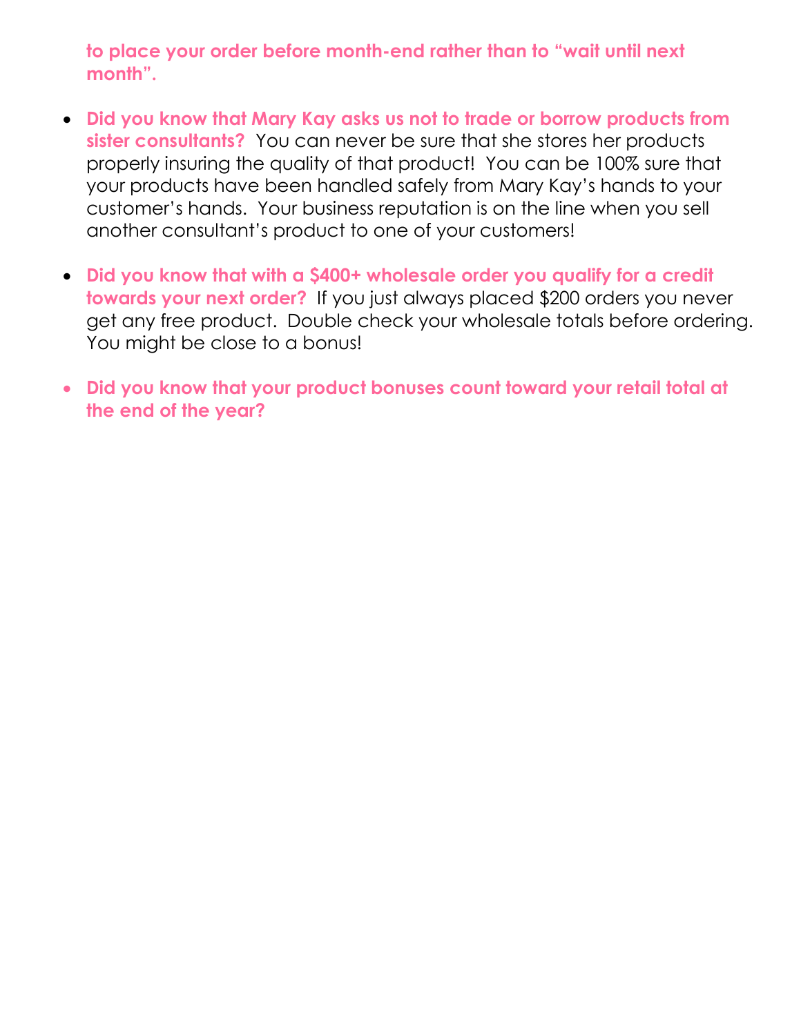**to place your order before month-end rather than to "wait until next month".**

- **Did you know that Mary Kay asks us not to trade or borrow products from sister consultants?** You can never be sure that she stores her products properly insuring the quality of that product! You can be 100% sure that your products have been handled safely from Mary Kay's hands to your customer's hands. Your business reputation is on the line when you sell another consultant's product to one of your customers!

- **Did you know that with a $400+ wholesale order you qualify for a credit towards your next order?** If you just always placed $200 orders you never get any free product. Double check your wholesale totals before ordering. You might be close to a bonus!

- **Did you know that your product bonuses count toward your retail total at the end of the year?**